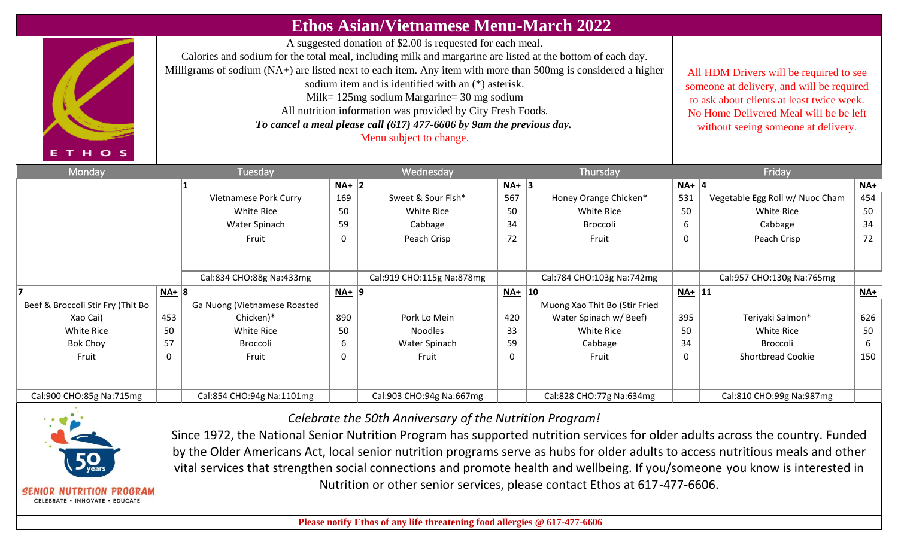# Ethos Asian/Vietnamese Menu-March 2022

A suggested donation of $2.00 is requested for each meal.
Calories and sodium for the total meal, including milk and margarine are listed at the bottom of each day.
Milligrams of sodium (NA+) are listed next to each item. Any item with more than 500mg is considered a higher sodium item and is identified with an (*) asterisk.
Milk= 125mg sodium Margarine= 30 mg sodium
All nutrition information was provided by City Fresh Foods.
***To cancel a meal please call (617) 477-6606 by 9am the previous day.***
Menu subject to change.

All HDM Drivers will be required to see someone at delivery, and will be required to ask about clients at least twice week. No Home Delivered Meal will be be left without seeing someone at delivery.

| Monday | NA+ | Tuesday | NA+ | Wednesday | NA+ | Thursday | NA+ | Friday | NA+ |
|---|---|---|---|---|---|---|---|---|---|
| | | **1** | | **2** | | **3** | | **4** | |
| | | Vietnamese Pork Curry | 169 | Sweet & Sour Fish* | 567 | Honey Orange Chicken* | 531 | Vegetable Egg Roll w/ Nuoc Cham | 454 |
| | | White Rice | 50 | White Rice | 50 | White Rice | 50 | White Rice | 50 |
| | | Water Spinach | 59 | Cabbage | 34 | Broccoli | 6 | Cabbage | 34 |
| | | Fruit | 0 | Peach Crisp | 72 | Fruit | 0 | Peach Crisp | 72 |
| | | Cal:834 CHO:88g Na:433mg | | Cal:919 CHO:115g Na:878mg | | Cal:784 CHO:103g Na:742mg | | Cal:957 CHO:130g Na:765mg | |
| **7** | NA+ | **8** | NA+ | **9** | NA+ | **10** | NA+ | **11** | NA+ |
| Beef & Broccoli Stir Fry (Thit Bo Xao Cai) | 453 | Ga Nuong (Vietnamese Roasted Chicken)* | 890 | Pork Lo Mein | 420 | Muong Xao Thit Bo (Stir Fried Water Spinach w/ Beef) | 395 | Teriyaki Salmon* | 626 |
| White Rice | 50 | White Rice | 50 | Noodles | 33 | White Rice | 50 | White Rice | 50 |
| Bok Choy | 57 | Broccoli | 6 | Water Spinach | 59 | Cabbage | 34 | Broccoli | 6 |
| Fruit | 0 | Fruit | 0 | Fruit | 0 | Fruit | 0 | Shortbread Cookie | 150 |
| Cal:900 CHO:85g Na:715mg | | Cal:854 CHO:94g Na:1101mg | | Cal:903 CHO:94g Na:667mg | | Cal:828 CHO:77g Na:634mg | | Cal:810 CHO:99g Na:987mg | |

*Celebrate the 50th Anniversary of the Nutrition Program!*

Since 1972, the National Senior Nutrition Program has supported nutrition services for older adults across the country. Funded by the Older Americans Act, local senior nutrition programs serve as hubs for older adults to access nutritious meals and other vital services that strengthen social connections and promote health and wellbeing. If you/someone you know is interested in Nutrition or other senior services, please contact Ethos at 617-477-6606.

**Please notify Ethos of any life threatening food allergies @ 617-477-6606**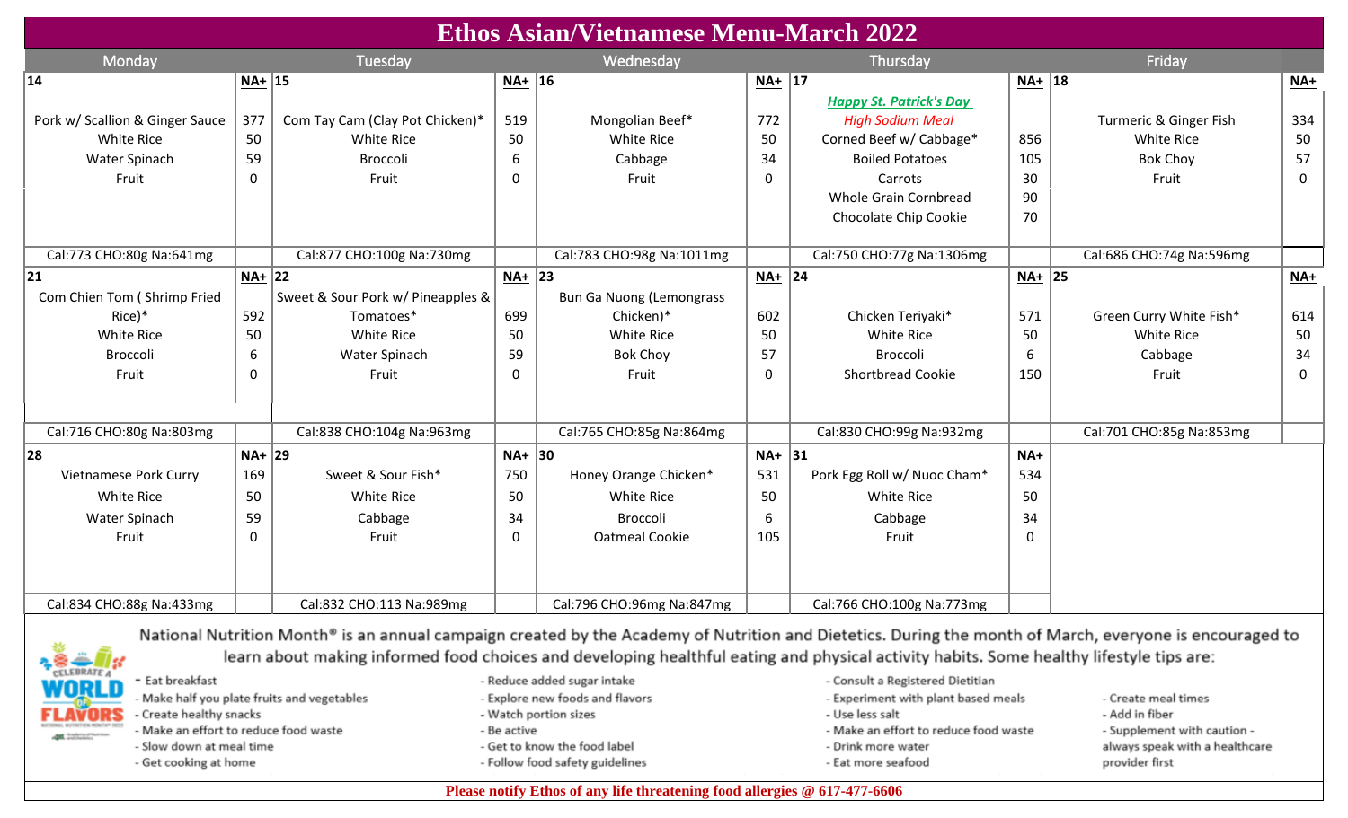# Ethos Asian/Vietnamese Menu-March 2022

| Monday | NA+ | Tuesday | NA+ | Wednesday | NA+ | Thursday | NA+ | Friday | NA+ |
|---|---|---|---|---|---|---|---|---|---|
| **14** | | **15** | | **16** | | **17** | | **18** | |
| | | | | | | *Happy St. Patrick's Day* | | | |
| Pork w/ Scallion & Ginger Sauce | 377 | Com Tay Cam (Clay Pot Chicken)* | 519 | Mongolian Beef* | 772 | High Sodium Meal | | Turmeric & Ginger Fish | 334 |
| White Rice | 50 | White Rice | 50 | White Rice | 50 | Corned Beef w/ Cabbage* | 856 | White Rice | 50 |
| Water Spinach | 59 | Broccoli | 6 | Cabbage | 34 | Boiled Potatoes | 105 | Bok Choy | 57 |
| Fruit | 0 | Fruit | 0 | Fruit | 0 | Carrots | 30 | Fruit | 0 |
| | | | | | | Whole Grain Cornbread | 90 | | |
| | | | | | | Chocolate Chip Cookie | 70 | | |
| Cal:773 CHO:80g Na:641mg | | Cal:877 CHO:100g Na:730mg | | Cal:783 CHO:98g Na:1011mg | | Cal:750 CHO:77g Na:1306mg | | Cal:686 CHO:74g Na:596mg | |
| **21** | **NA+** | **22** | **NA+** | **23** | **NA+** | **24** | **NA+** | **25** | **NA+** |
| Com Chien Tom ( Shrimp Fried Rice)* | 592 | Sweet & Sour Pork w/ Pineapples & Tomatoes* | 699 | Bun Ga Nuong (Lemongrass Chicken)* | 602 | Chicken Teriyaki* | 571 | Green Curry White Fish* | 614 |
| White Rice | 50 | White Rice | 50 | White Rice | 50 | White Rice | 50 | White Rice | 50 |
| Broccoli | 6 | Water Spinach | 59 | Bok Choy | 57 | Broccoli | 6 | Cabbage | 34 |
| Fruit | 0 | Fruit | 0 | Fruit | 0 | Shortbread Cookie | 150 | Fruit | 0 |
| Cal:716 CHO:80g Na:803mg | | Cal:838 CHO:104g Na:963mg | | Cal:765 CHO:85g Na:864mg | | Cal:830 CHO:99g Na:932mg | | Cal:701 CHO:85g Na:853mg | |
| **28** | **NA+** | **29** | **NA+** | **30** | **NA+** | **31** | **NA+** | | |
| Vietnamese Pork Curry | 169 | Sweet & Sour Fish* | 750 | Honey Orange Chicken* | 531 | Pork Egg Roll w/ Nuoc Cham* | 534 | | |
| White Rice | 50 | White Rice | 50 | White Rice | 50 | White Rice | 50 | | |
| Water Spinach | 59 | Cabbage | 34 | Broccoli | 6 | Cabbage | 34 | | |
| Fruit | 0 | Fruit | 0 | Oatmeal Cookie | 105 | Fruit | 0 | | |
| Cal:834 CHO:88g Na:433mg | | Cal:832 CHO:113 Na:989mg | | Cal:796 CHO:96mg Na:847mg | | Cal:766 CHO:100g Na:773mg | | | |

National Nutrition Month® is an annual campaign created by the Academy of Nutrition and Dietetics. During the month of March, everyone is encouraged to learn about making informed food choices and developing healthful eating and physical activity habits. Some healthy lifestyle tips are:

- Eat breakfast
- Make half you plate fruits and vegetables
- Create healthy snacks
- Make an effort to reduce food waste
- Slow down at meal time
- Get cooking at home
- Reduce added sugar intake
- Explore new foods and flavors
- Watch portion sizes
- Be active
- Get to know the food label
- Follow food safety guidelines
- Consult a Registered Dietitian
- Experiment with plant based meals
- Use less salt
- Make an effort to reduce food waste
- Drink more water
- Eat more seafood
- Create meal times
- Add in fiber
- Supplement with caution - always speak with a healthcare provider first

**Please notify Ethos of any life threatening food allergies @ 617-477-6606**